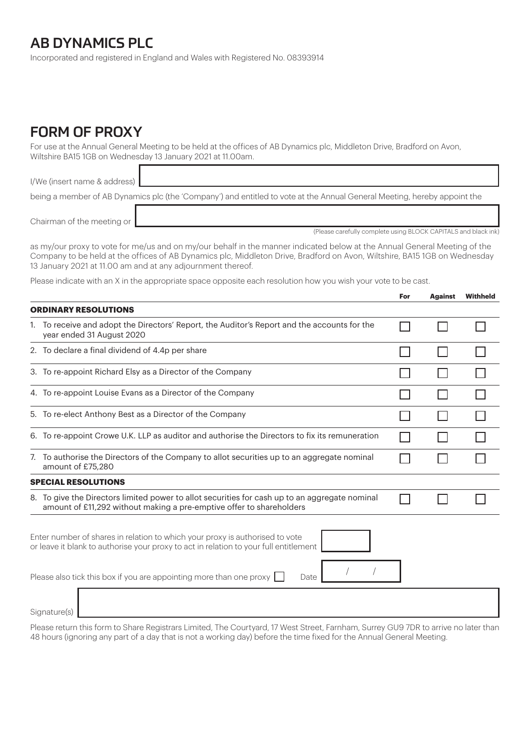# AB DYNAMICS PLC

Incorporated and registered in England and Wales with Registered No. 08393914

## FORM OF PROXY

For use at the Annual General Meeting to be held at the offices of AB Dynamics plc, Middleton Drive, Bradford on Avon, Wiltshire BA15 1GB on Wednesday 13 January 2021 at 11.00am.

I/We (insert name & address) ______________________________

being a member of AB Dynamics plc (the 'Company') and entitled to vote at the Annual General Meeting, hereby appoint the

Chairman of the meeting or ______________________________

(Please carefully complete using BLOCK CAPITALS and black ink)

as my/our proxy to vote for me/us and on my/our behalf in the manner indicated below at the Annual General Meeting of the Company to be held at the offices of AB Dynamics plc, Middleton Drive, Bradford on Avon, Wiltshire, BA15 1GB on Wednesday 13 January 2021 at 11.00 am and at any adjournment thereof.

Please indicate with an X in the appropriate space opposite each resolution how you wish your vote to be cast.

| | For | Against | Withheld |
|---|---|---|---|
| **ORDINARY RESOLUTIONS** | | | |
| 1. To receive and adopt the Directors' Report, the Auditor's Report and the accounts for the year ended 31 August 2020 | ☐ | ☐ | ☐ |
| 2. To declare a final dividend of 4.4p per share | ☐ | ☐ | ☐ |
| 3. To re-appoint Richard Elsy as a Director of the Company | ☐ | ☐ | ☐ |
| 4. To re-appoint Louise Evans as a Director of the Company | ☐ | ☐ | ☐ |
| 5. To re-elect Anthony Best as a Director of the Company | ☐ | ☐ | ☐ |
| 6. To re-appoint Crowe U.K. LLP as auditor and authorise the Directors to fix its remuneration | ☐ | ☐ | ☐ |
| 7. To authorise the Directors of the Company to allot securities up to an aggregate nominal amount of £75,280 | ☐ | ☐ | ☐ |
| **SPECIAL RESOLUTIONS** | | | |
| 8. To give the Directors limited power to allot securities for cash up to an aggregate nominal amount of £11,292 without making a pre-emptive offer to shareholders | ☐ | ☐ | ☐ |

Enter number of shares in relation to which your proxy is authorised to vote or leave it blank to authorise your proxy to act in relation to your full entitlement ______

Please also tick this box if you are appointing more than one proxy ☐ Date &nbsp;&nbsp; / &nbsp;&nbsp; /

Signature(s) ______________________________

Please return this form to Share Registrars Limited, The Courtyard, 17 West Street, Farnham, Surrey GU9 7DR to arrive no later than 48 hours (ignoring any part of a day that is not a working day) before the time fixed for the Annual General Meeting.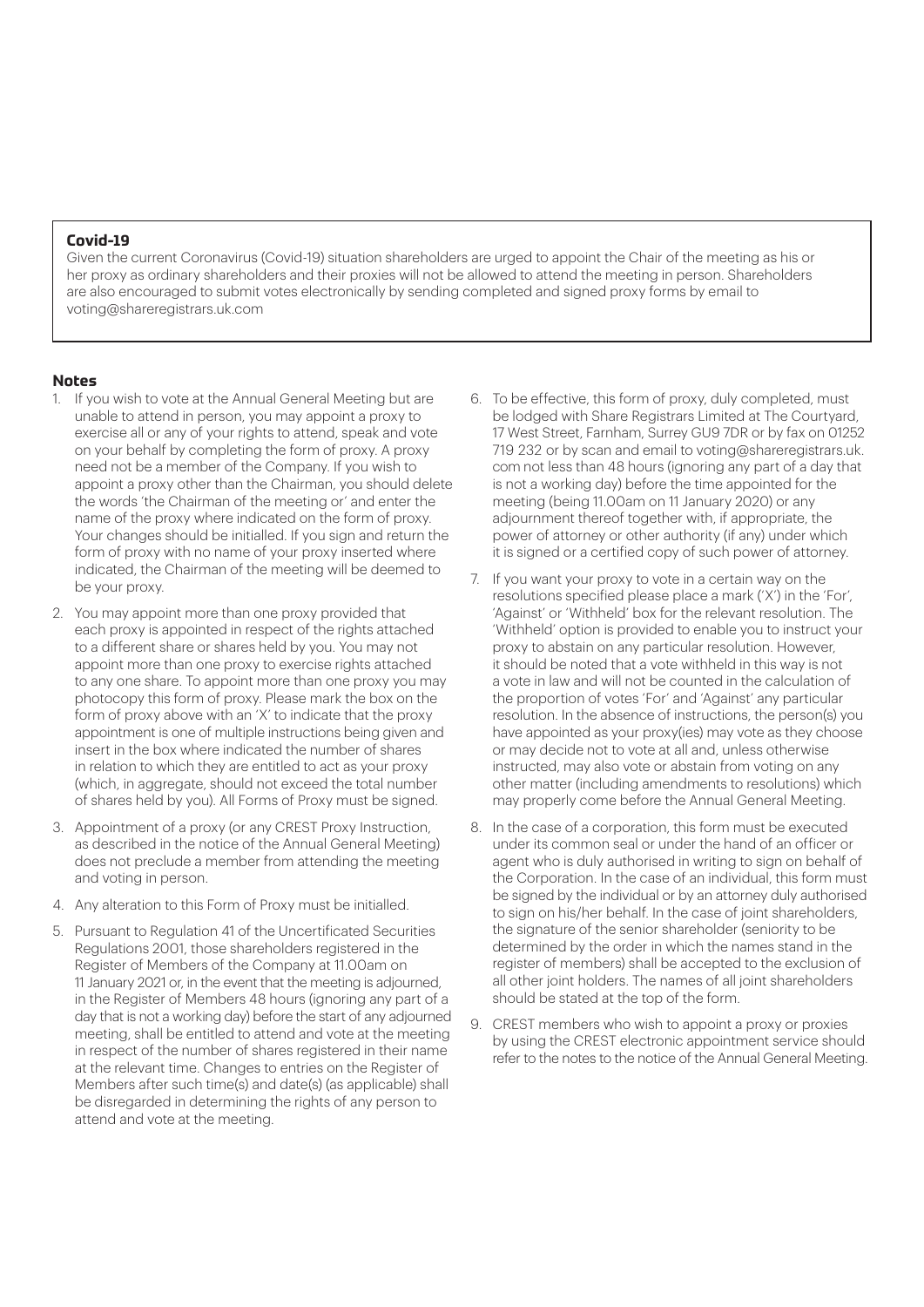**Covid-19**

Given the current Coronavirus (Covid-19) situation shareholders are urged to appoint the Chair of the meeting as his or her proxy as ordinary shareholders and their proxies will not be allowed to attend the meeting in person. Shareholders are also encouraged to submit votes electronically by sending completed and signed proxy forms by email to voting@shareregistrars.uk.com

**Notes**

1. If you wish to vote at the Annual General Meeting but are unable to attend in person, you may appoint a proxy to exercise all or any of your rights to attend, speak and vote on your behalf by completing the form of proxy. A proxy need not be a member of the Company. If you wish to appoint a proxy other than the Chairman, you should delete the words 'the Chairman of the meeting or' and enter the name of the proxy where indicated on the form of proxy. Your changes should be initialled. If you sign and return the form of proxy with no name of your proxy inserted where indicated, the Chairman of the meeting will be deemed to be your proxy.
2. You may appoint more than one proxy provided that each proxy is appointed in respect of the rights attached to a different share or shares held by you. You may not appoint more than one proxy to exercise rights attached to any one share. To appoint more than one proxy you may photocopy this form of proxy. Please mark the box on the form of proxy above with an 'X' to indicate that the proxy appointment is one of multiple instructions being given and insert in the box where indicated the number of shares in relation to which they are entitled to act as your proxy (which, in aggregate, should not exceed the total number of shares held by you). All Forms of Proxy must be signed.
3. Appointment of a proxy (or any CREST Proxy Instruction, as described in the notice of the Annual General Meeting) does not preclude a member from attending the meeting and voting in person.
4. Any alteration to this Form of Proxy must be initialled.
5. Pursuant to Regulation 41 of the Uncertificated Securities Regulations 2001, those shareholders registered in the Register of Members of the Company at 11.00am on 11 January 2021 or, in the event that the meeting is adjourned, in the Register of Members 48 hours (ignoring any part of a day that is not a working day) before the start of any adjourned meeting, shall be entitled to attend and vote at the meeting in respect of the number of shares registered in their name at the relevant time. Changes to entries on the Register of Members after such time(s) and date(s) (as applicable) shall be disregarded in determining the rights of any person to attend and vote at the meeting.
6. To be effective, this form of proxy, duly completed, must be lodged with Share Registrars Limited at The Courtyard, 17 West Street, Farnham, Surrey GU9 7DR or by fax on 01252 719 232 or by scan and email to voting@shareregistrars.uk.com not less than 48 hours (ignoring any part of a day that is not a working day) before the time appointed for the meeting (being 11.00am on 11 January 2020) or any adjournment thereof together with, if appropriate, the power of attorney or other authority (if any) under which it is signed or a certified copy of such power of attorney.
7. If you want your proxy to vote in a certain way on the resolutions specified please place a mark ('X') in the 'For', 'Against' or 'Withheld' box for the relevant resolution. The 'Withheld' option is provided to enable you to instruct your proxy to abstain on any particular resolution. However, it should be noted that a vote withheld in this way is not a vote in law and will not be counted in the calculation of the proportion of votes 'For' and 'Against' any particular resolution. In the absence of instructions, the person(s) you have appointed as your proxy(ies) may vote as they choose or may decide not to vote at all and, unless otherwise instructed, may also vote or abstain from voting on any other matter (including amendments to resolutions) which may properly come before the Annual General Meeting.
8. In the case of a corporation, this form must be executed under its common seal or under the hand of an officer or agent who is duly authorised in writing to sign on behalf of the Corporation. In the case of an individual, this form must be signed by the individual or by an attorney duly authorised to sign on his/her behalf. In the case of joint shareholders, the signature of the senior shareholder (seniority to be determined by the order in which the names stand in the register of members) shall be accepted to the exclusion of all other joint holders. The names of all joint shareholders should be stated at the top of the form.
9. CREST members who wish to appoint a proxy or proxies by using the CREST electronic appointment service should refer to the notes to the notice of the Annual General Meeting.